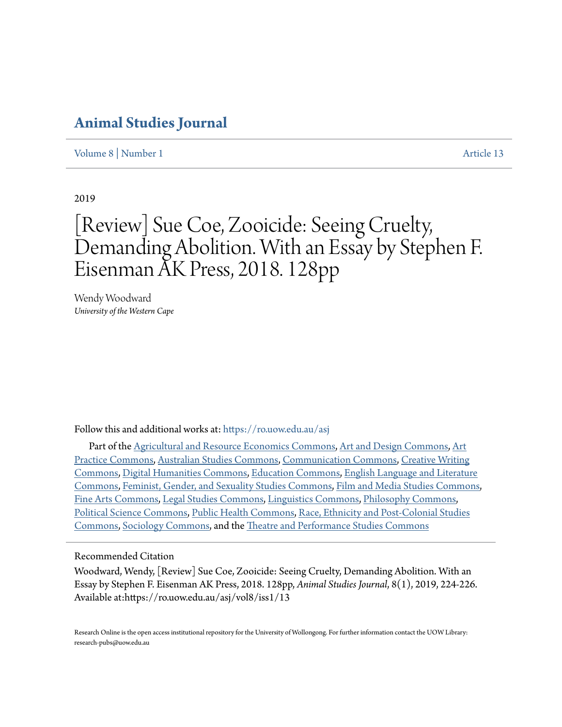# Animal Studies Journal

Volume 8 | Number 1 Article 13

2019

# [Review] Sue Coe, Zooicide: Seeing Cruelty, Demanding Abolition. With an Essay by Stephen F. Eisenman AK Press, 2018. 128pp

Wendy Woodward
*University of the Western Cape*

Follow this and additional works at: https://ro.uow.edu.au/asj

Part of the Agricultural and Resource Economics Commons, Art and Design Commons, Art Practice Commons, Australian Studies Commons, Communication Commons, Creative Writing Commons, Digital Humanities Commons, Education Commons, English Language and Literature Commons, Feminist, Gender, and Sexuality Studies Commons, Film and Media Studies Commons, Fine Arts Commons, Legal Studies Commons, Linguistics Commons, Philosophy Commons, Political Science Commons, Public Health Commons, Race, Ethnicity and Post-Colonial Studies Commons, Sociology Commons, and the Theatre and Performance Studies Commons

## Recommended Citation

Woodward, Wendy, [Review] Sue Coe, Zooicide: Seeing Cruelty, Demanding Abolition. With an Essay by Stephen F. Eisenman AK Press, 2018. 128pp, *Animal Studies Journal*, 8(1), 2019, 224-226.
Available at:https://ro.uow.edu.au/asj/vol8/iss1/13

Research Online is the open access institutional repository for the University of Wollongong. For further information contact the UOW Library: research-pubs@uow.edu.au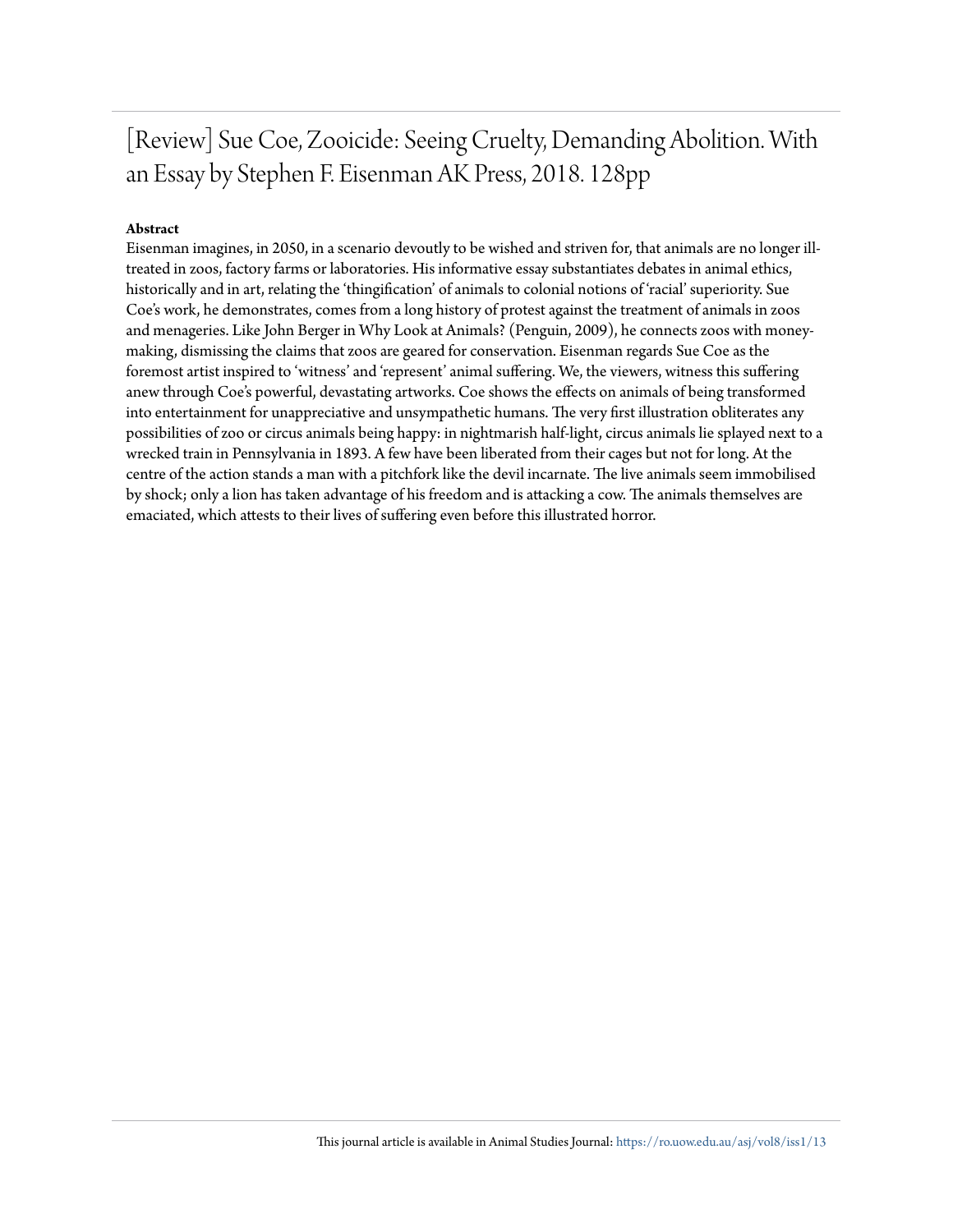# [Review] Sue Coe, Zooicide: Seeing Cruelty, Demanding Abolition. With an Essay by Stephen F. Eisenman AK Press, 2018. 128pp

**Abstract**

Eisenman imagines, in 2050, in a scenario devoutly to be wished and striven for, that animals are no longer ill-treated in zoos, factory farms or laboratories. His informative essay substantiates debates in animal ethics, historically and in art, relating the 'thingification' of animals to colonial notions of 'racial' superiority. Sue Coe's work, he demonstrates, comes from a long history of protest against the treatment of animals in zoos and menageries. Like John Berger in Why Look at Animals? (Penguin, 2009), he connects zoos with money-making, dismissing the claims that zoos are geared for conservation. Eisenman regards Sue Coe as the foremost artist inspired to 'witness' and 'represent' animal suffering. We, the viewers, witness this suffering anew through Coe's powerful, devastating artworks. Coe shows the effects on animals of being transformed into entertainment for unappreciative and unsympathetic humans. The very first illustration obliterates any possibilities of zoo or circus animals being happy: in nightmarish half-light, circus animals lie splayed next to a wrecked train in Pennsylvania in 1893. A few have been liberated from their cages but not for long. At the centre of the action stands a man with a pitchfork like the devil incarnate. The live animals seem immobilised by shock; only a lion has taken advantage of his freedom and is attacking a cow. The animals themselves are emaciated, which attests to their lives of suffering even before this illustrated horror.

This journal article is available in Animal Studies Journal: https://ro.uow.edu.au/asj/vol8/iss1/13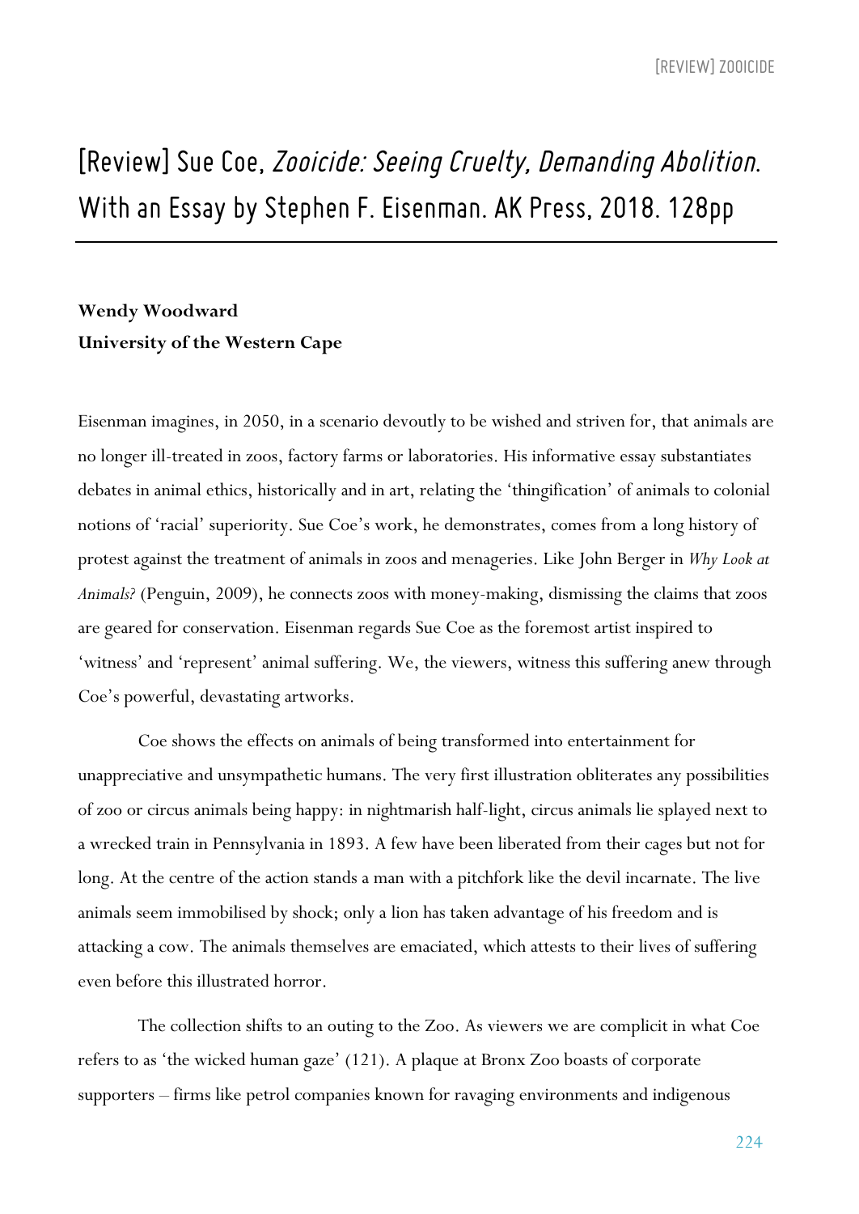# [Review] Sue Coe, *Zooicide: Seeing Cruelty, Demanding Abolition*. With an Essay by Stephen F. Eisenman. AK Press, 2018. 128pp

**Wendy Woodward**
**University of the Western Cape**

Eisenman imagines, in 2050, in a scenario devoutly to be wished and striven for, that animals are no longer ill-treated in zoos, factory farms or laboratories. His informative essay substantiates debates in animal ethics, historically and in art, relating the 'thingification' of animals to colonial notions of 'racial' superiority. Sue Coe's work, he demonstrates, comes from a long history of protest against the treatment of animals in zoos and menageries. Like John Berger in *Why Look at Animals?* (Penguin, 2009), he connects zoos with money-making, dismissing the claims that zoos are geared for conservation. Eisenman regards Sue Coe as the foremost artist inspired to 'witness' and 'represent' animal suffering. We, the viewers, witness this suffering anew through Coe's powerful, devastating artworks.

Coe shows the effects on animals of being transformed into entertainment for unappreciative and unsympathetic humans. The very first illustration obliterates any possibilities of zoo or circus animals being happy: in nightmarish half-light, circus animals lie splayed next to a wrecked train in Pennsylvania in 1893. A few have been liberated from their cages but not for long. At the centre of the action stands a man with a pitchfork like the devil incarnate. The live animals seem immobilised by shock; only a lion has taken advantage of his freedom and is attacking a cow. The animals themselves are emaciated, which attests to their lives of suffering even before this illustrated horror.

The collection shifts to an outing to the Zoo. As viewers we are complicit in what Coe refers to as 'the wicked human gaze' (121). A plaque at Bronx Zoo boasts of corporate supporters – firms like petrol companies known for ravaging environments and indigenous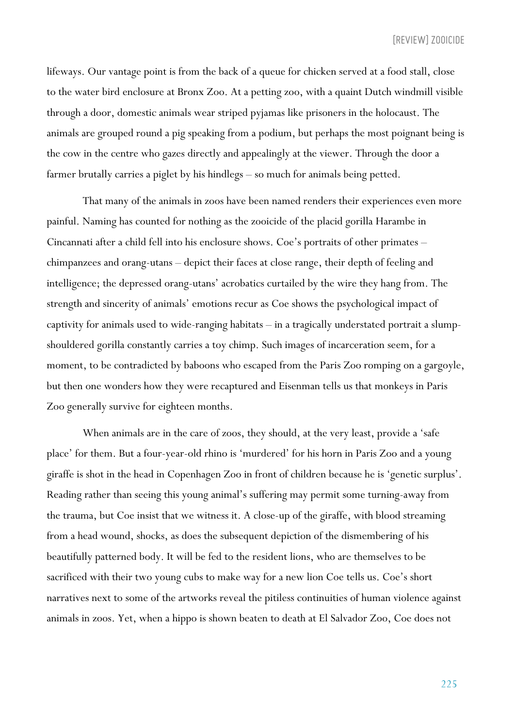lifeways. Our vantage point is from the back of a queue for chicken served at a food stall, close to the water bird enclosure at Bronx Zoo. At a petting zoo, with a quaint Dutch windmill visible through a door, domestic animals wear striped pyjamas like prisoners in the holocaust. The animals are grouped round a pig speaking from a podium, but perhaps the most poignant being is the cow in the centre who gazes directly and appealingly at the viewer. Through the door a farmer brutally carries a piglet by his hindlegs – so much for animals being petted.

That many of the animals in zoos have been named renders their experiences even more painful. Naming has counted for nothing as the zooicide of the placid gorilla Harambe in Cincannati after a child fell into his enclosure shows. Coe's portraits of other primates – chimpanzees and orang-utans – depict their faces at close range, their depth of feeling and intelligence; the depressed orang-utans' acrobatics curtailed by the wire they hang from. The strength and sincerity of animals' emotions recur as Coe shows the psychological impact of captivity for animals used to wide-ranging habitats – in a tragically understated portrait a slump-shouldered gorilla constantly carries a toy chimp. Such images of incarceration seem, for a moment, to be contradicted by baboons who escaped from the Paris Zoo romping on a gargoyle, but then one wonders how they were recaptured and Eisenman tells us that monkeys in Paris Zoo generally survive for eighteen months.

When animals are in the care of zoos, they should, at the very least, provide a 'safe place' for them. But a four-year-old rhino is 'murdered' for his horn in Paris Zoo and a young giraffe is shot in the head in Copenhagen Zoo in front of children because he is 'genetic surplus'. Reading rather than seeing this young animal's suffering may permit some turning-away from the trauma, but Coe insist that we witness it. A close-up of the giraffe, with blood streaming from a head wound, shocks, as does the subsequent depiction of the dismembering of his beautifully patterned body. It will be fed to the resident lions, who are themselves to be sacrificed with their two young cubs to make way for a new lion Coe tells us. Coe's short narratives next to some of the artworks reveal the pitiless continuities of human violence against animals in zoos. Yet, when a hippo is shown beaten to death at El Salvador Zoo, Coe does not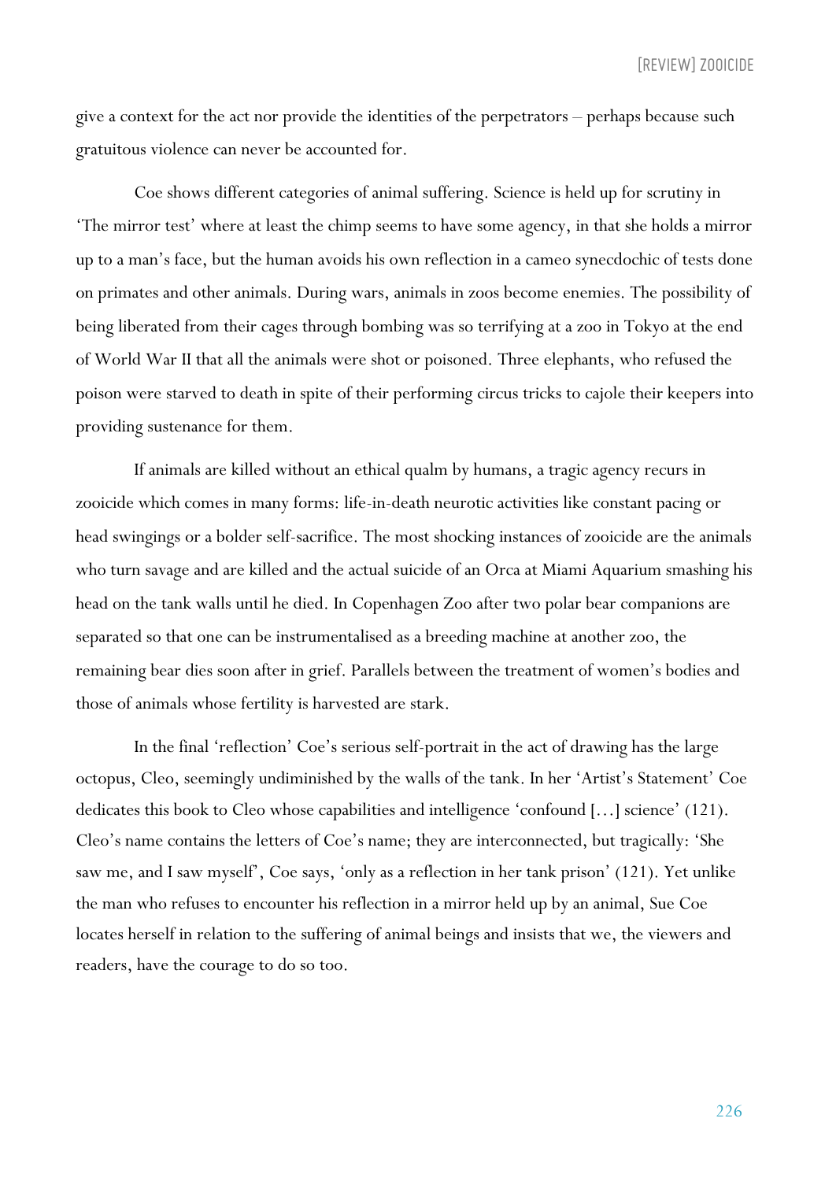give a context for the act nor provide the identities of the perpetrators – perhaps because such gratuitous violence can never be accounted for.

Coe shows different categories of animal suffering. Science is held up for scrutiny in 'The mirror test' where at least the chimp seems to have some agency, in that she holds a mirror up to a man's face, but the human avoids his own reflection in a cameo synecdochic of tests done on primates and other animals. During wars, animals in zoos become enemies. The possibility of being liberated from their cages through bombing was so terrifying at a zoo in Tokyo at the end of World War II that all the animals were shot or poisoned. Three elephants, who refused the poison were starved to death in spite of their performing circus tricks to cajole their keepers into providing sustenance for them.

If animals are killed without an ethical qualm by humans, a tragic agency recurs in zooicide which comes in many forms: life-in-death neurotic activities like constant pacing or head swingings or a bolder self-sacrifice. The most shocking instances of zooicide are the animals who turn savage and are killed and the actual suicide of an Orca at Miami Aquarium smashing his head on the tank walls until he died. In Copenhagen Zoo after two polar bear companions are separated so that one can be instrumentalised as a breeding machine at another zoo, the remaining bear dies soon after in grief. Parallels between the treatment of women's bodies and those of animals whose fertility is harvested are stark.

In the final 'reflection' Coe's serious self-portrait in the act of drawing has the large octopus, Cleo, seemingly undiminished by the walls of the tank. In her 'Artist's Statement' Coe dedicates this book to Cleo whose capabilities and intelligence 'confound […] science' (121). Cleo's name contains the letters of Coe's name; they are interconnected, but tragically: 'She saw me, and I saw myself", Coe says, 'only as a reflection in her tank prison' (121). Yet unlike the man who refuses to encounter his reflection in a mirror held up by an animal, Sue Coe locates herself in relation to the suffering of animal beings and insists that we, the viewers and readers, have the courage to do so too.